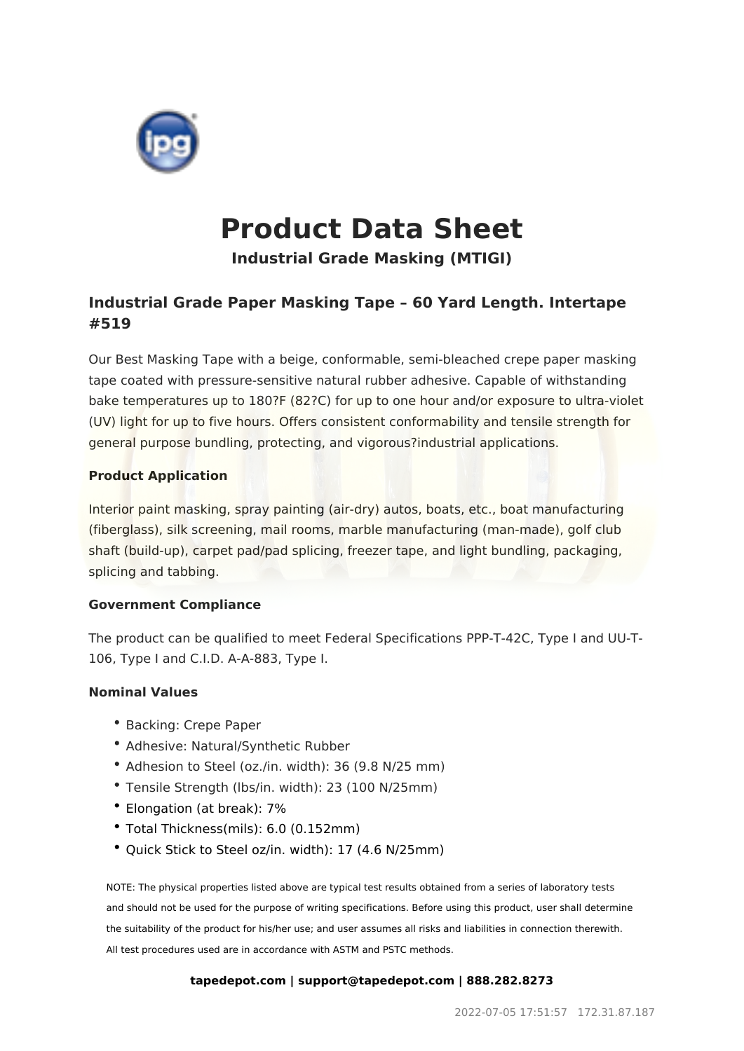# Product Data Sheet

### Industrial Grade Masking (MTIGI)

## Industrial Grade Paper Masking Tape – 60 Yard Length. Intertape #519

Our Best Masking Tape with a beige, conformable, semi-bleached crepe paper masking tape coated with pressure-sensitive natural rubber adhesive. Capable of withstanding bake temperatures up to 180?F (82?C) for up to one hour and/or exposure to ultra-violet (UV) light for up to five hours. Offers consistent conformability and tensile strength for general purpose bundling, protecting, and vigorous?industrial applications.

**Product Application**

Interior paint masking, spray painting (air-dry) autos, boats, etc., boat manufacturing (fiberglass), silk screening, mail rooms, marble manufacturing (man-made), golf club shaft (build-up), carpet pad/pad splicing, freezer tape, and light bundling, packaging, splicing and tabbing.

**Government Compliance**

The product can be qualified to meet Federal Specifications PPP-T-42C, Type I and UU-T-106, Type I and C.I.D. A-A-883, Type I.

**Nominal Values**

- Backing: Crepe Paper
- Adhesive: Natural/Synthetic Rubber
- Adhesion to Steel (oz./in. width): 36 (9.8 N/25 mm)
- Tensile Strength (lbs/in. width): 23 (100 N/25mm)
- Elongation (at break): 7%
- Total Thickness(mils): 6.0 (0.152mm)
- Quick Stick to Steel oz/in. width): 17 (4.6 N/25mm)

NOTE: The physical properties listed above are typical test results obtained from a series of laboratory tests and should not be used for the purpose of writing specifications. Before using this product, user shall determine the suitability of the product for his/her use; and user assumes all risks and liabilities in connection therewith. All test procedures used are in accordance with ASTM and PSTC methods.

**tapedepot.com | support@tapedepot.com | 888.282.8273**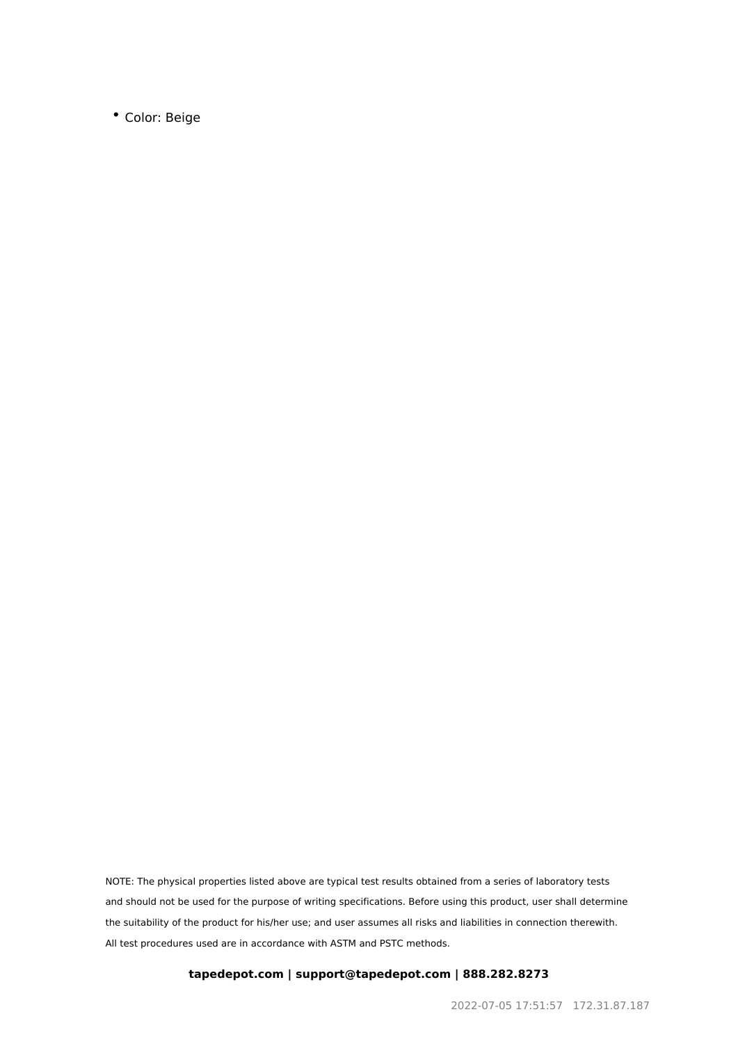- Color: Beige

NOTE: The physical properties listed above are typical test results obtained from a series of laboratory tests and should not be used for the purpose of writing specifications. Before using this product, user shall determine the suitability of the product for his/her use; and user assumes all risks and liabilities in connection therewith. All test procedures used are in accordance with ASTM and PSTC methods.

**tapedepot.com | support@tapedepot.com | 888.282.8273**

2022-07-05 17:51:57 172.31.87.187